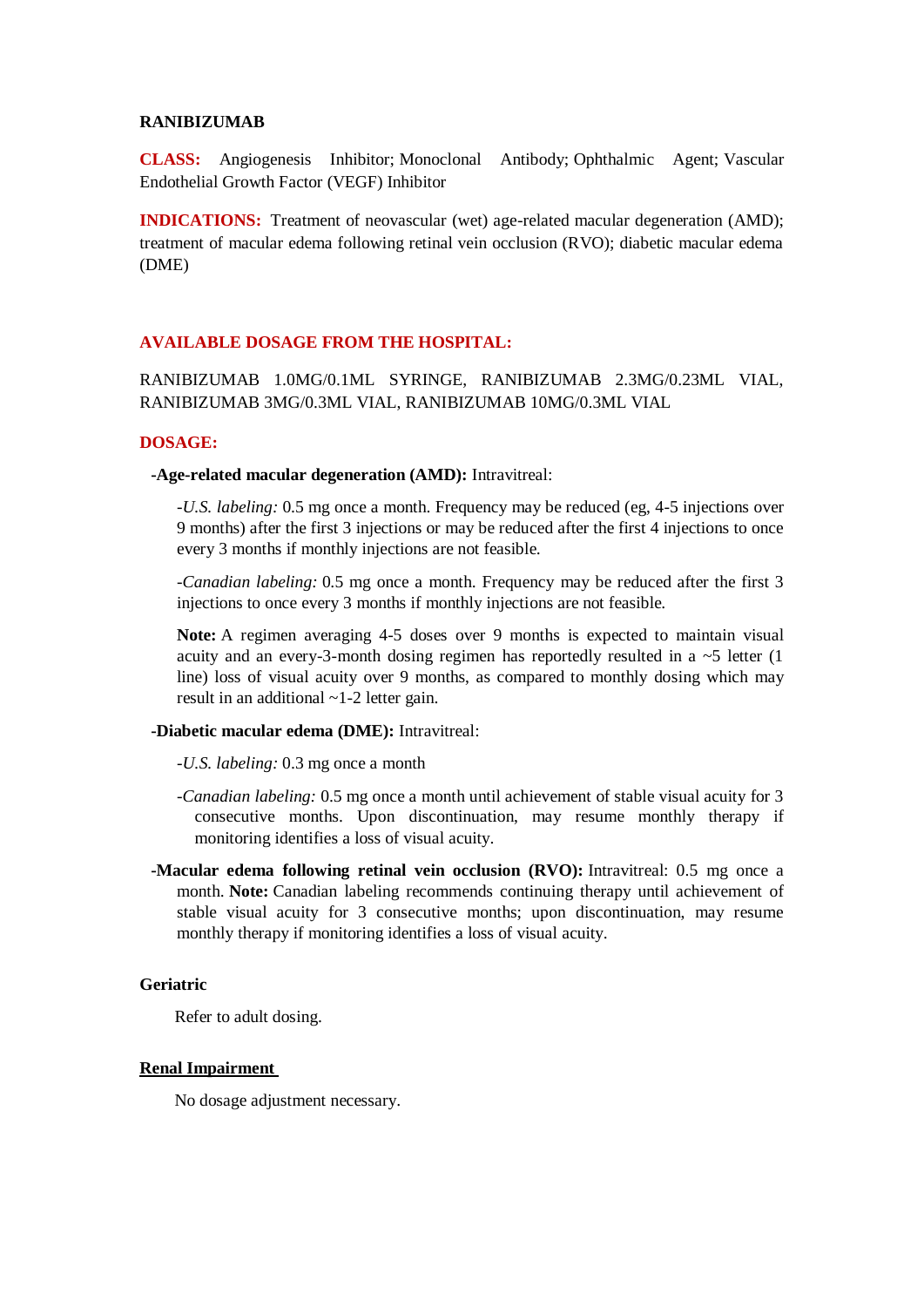# RANIBIZUMAB

**CLASS:** Angiogenesis Inhibitor; Monoclonal Antibody; Ophthalmic Agent; Vascular Endothelial Growth Factor (VEGF) Inhibitor

**INDICATIONS:** Treatment of neovascular (wet) age-related macular degeneration (AMD); treatment of macular edema following retinal vein occlusion (RVO); diabetic macular edema (DME)

## AVAILABLE DOSAGE FROM THE HOSPITAL:

RANIBIZUMAB 1.0MG/0.1ML SYRINGE, RANIBIZUMAB 2.3MG/0.23ML VIAL, RANIBIZUMAB 3MG/0.3ML VIAL, RANIBIZUMAB 10MG/0.3ML VIAL

## DOSAGE:

**-Age-related macular degeneration (AMD):** Intravitreal:

-*U.S. labeling:* 0.5 mg once a month. Frequency may be reduced (eg, 4-5 injections over 9 months) after the first 3 injections or may be reduced after the first 4 injections to once every 3 months if monthly injections are not feasible.

-*Canadian labeling:* 0.5 mg once a month. Frequency may be reduced after the first 3 injections to once every 3 months if monthly injections are not feasible.

**Note:** A regimen averaging 4-5 doses over 9 months is expected to maintain visual acuity and an every-3-month dosing regimen has reportedly resulted in a ~5 letter (1 line) loss of visual acuity over 9 months, as compared to monthly dosing which may result in an additional ~1-2 letter gain.

**-Diabetic macular edema (DME):** Intravitreal:

-*U.S. labeling:* 0.3 mg once a month

-*Canadian labeling:* 0.5 mg once a month until achievement of stable visual acuity for 3 consecutive months. Upon discontinuation, may resume monthly therapy if monitoring identifies a loss of visual acuity.

**-Macular edema following retinal vein occlusion (RVO):** Intravitreal: 0.5 mg once a month. **Note:** Canadian labeling recommends continuing therapy until achievement of stable visual acuity for 3 consecutive months; upon discontinuation, may resume monthly therapy if monitoring identifies a loss of visual acuity.

### Geriatric

Refer to adult dosing.

### Renal Impairment

No dosage adjustment necessary.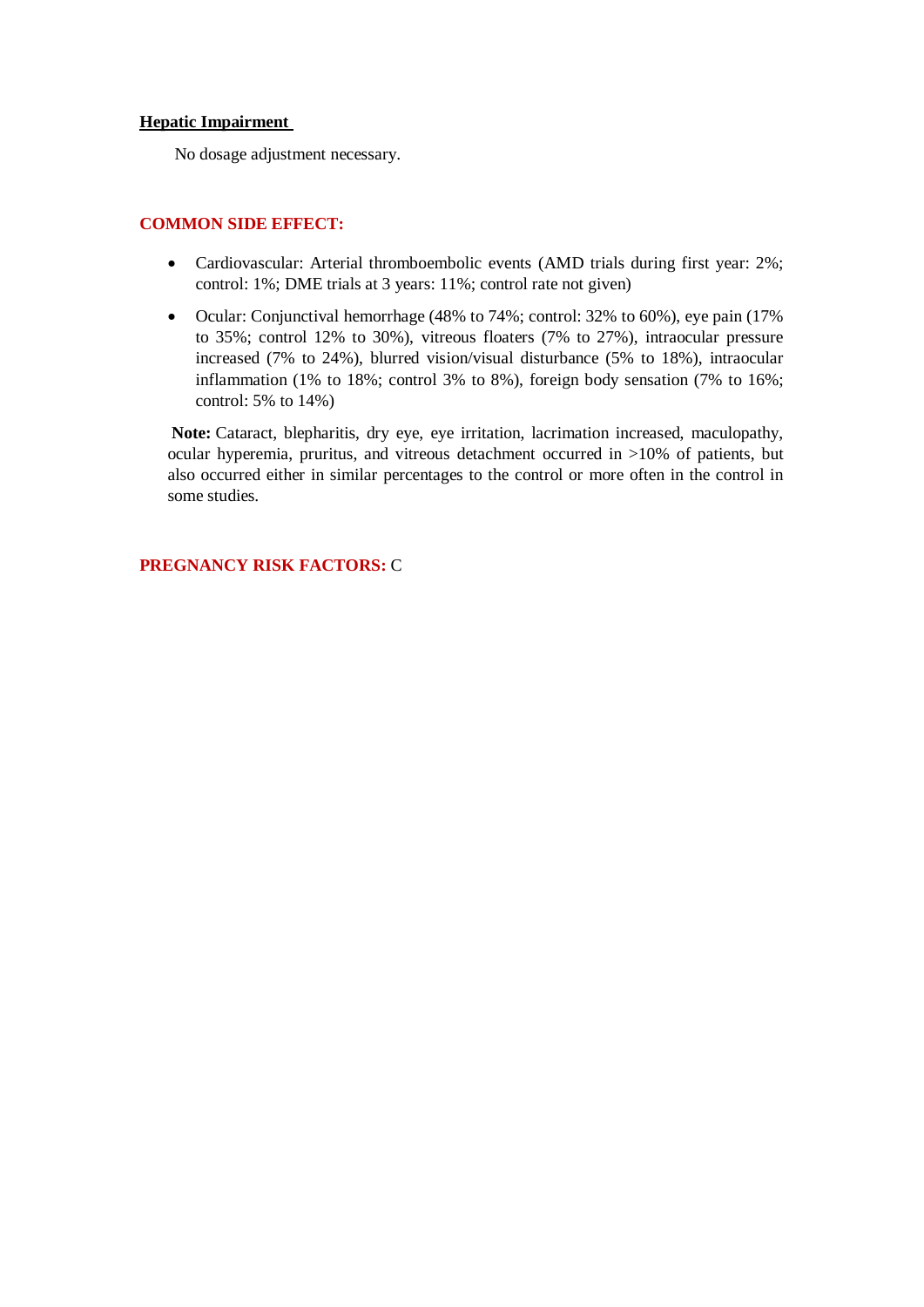**Hepatic Impairment**

No dosage adjustment necessary.

**COMMON SIDE EFFECT:**

- Cardiovascular: Arterial thromboembolic events (AMD trials during first year: 2%; control: 1%; DME trials at 3 years: 11%; control rate not given)
- Ocular: Conjunctival hemorrhage (48% to 74%; control: 32% to 60%), eye pain (17% to 35%; control 12% to 30%), vitreous floaters (7% to 27%), intraocular pressure increased (7% to 24%), blurred vision/visual disturbance (5% to 18%), intraocular inflammation (1% to 18%; control 3% to 8%), foreign body sensation (7% to 16%; control: 5% to 14%)

**Note:** Cataract, blepharitis, dry eye, eye irritation, lacrimation increased, maculopathy, ocular hyperemia, pruritus, and vitreous detachment occurred in >10% of patients, but also occurred either in similar percentages to the control or more often in the control in some studies.

**PREGNANCY RISK FACTORS:** C